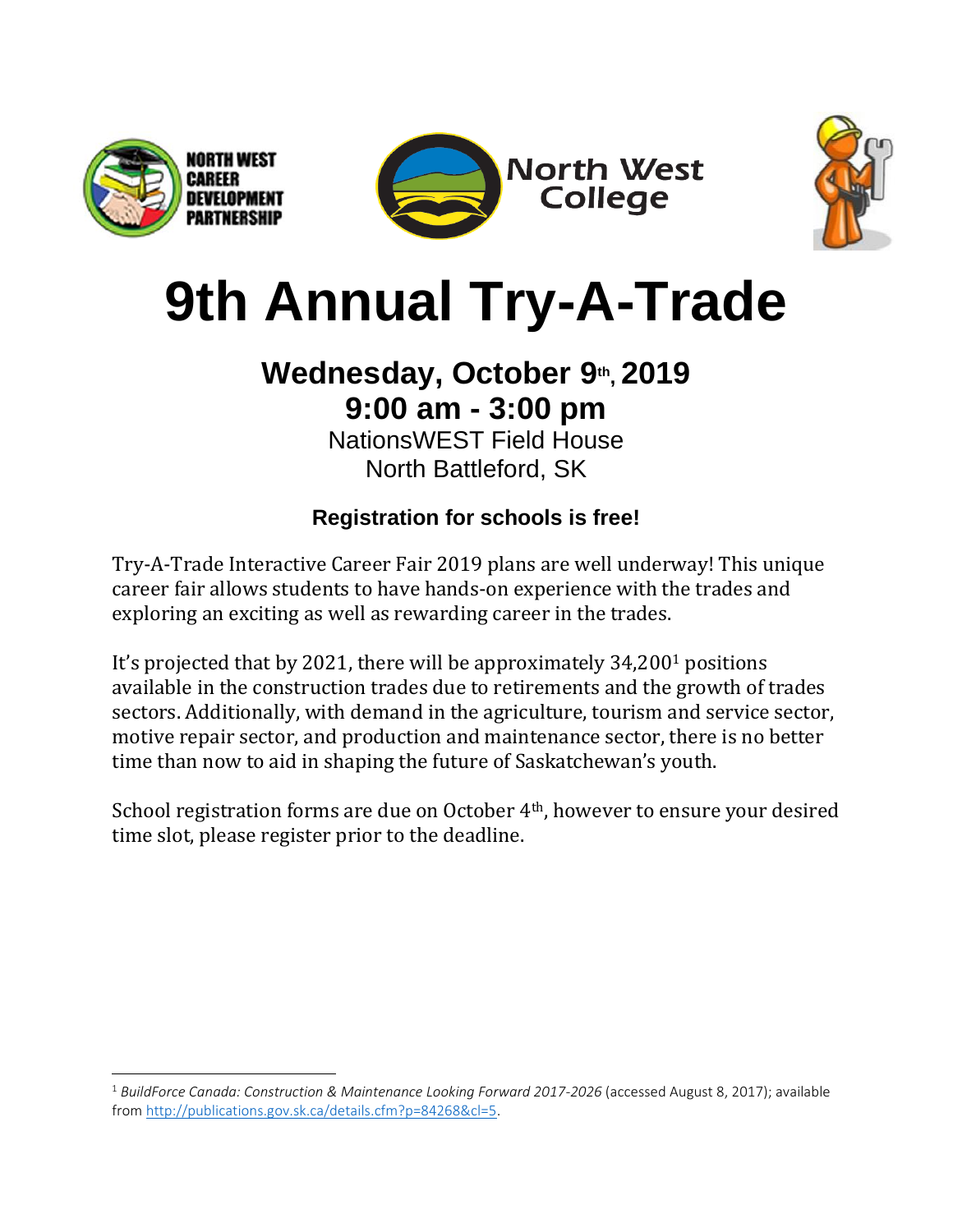NORTH WEST CAREER DEVELOPMENT PARTNERSHIP

North West College

# 9th Annual Try-A-Trade

## Wednesday, October 9th, 2019

## 9:00 am - 3:00 pm

NationsWEST Field House
North Battleford, SK

**Registration for schools is free!**

Try-A-Trade Interactive Career Fair 2019 plans are well underway! This unique career fair allows students to have hands-on experience with the trades and exploring an exciting as well as rewarding career in the trades.

It's projected that by 2021, there will be approximately 34,200[1] positions available in the construction trades due to retirements and the growth of trades sectors. Additionally, with demand in the agriculture, tourism and service sector, motive repair sector, and production and maintenance sector, there is no better time than now to aid in shaping the future of Saskatchewan's youth.

School registration forms are due on October 4th, however to ensure your desired time slot, please register prior to the deadline.

---

[1] *BuildForce Canada: Construction & Maintenance Looking Forward 2017-2026* (accessed August 8, 2017); available from http://publications.gov.sk.ca/details.cfm?p=84268&cl=5.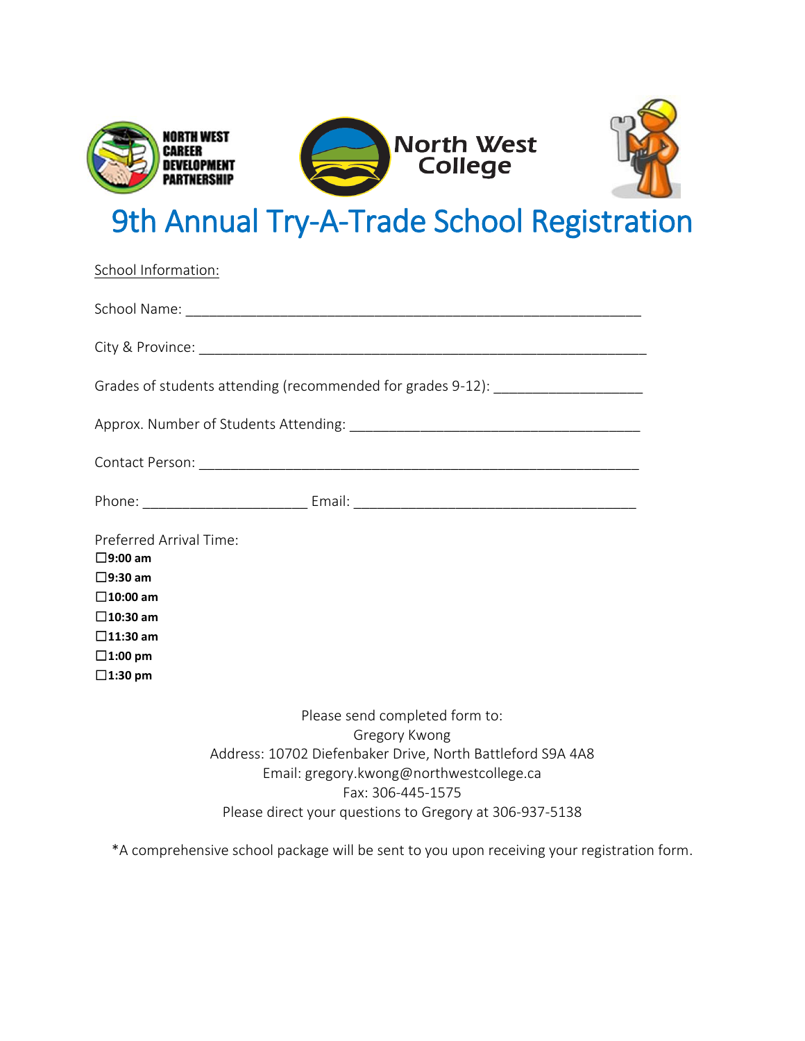# 9th Annual Try-A-Trade School Registration

School Information:

School Name: ____________________________________________________________

City & Province: ____________________________________________________________

Grades of students attending (recommended for grades 9-12): __________________

Approx. Number of Students Attending: ______________________________________

Contact Person: ____________________________________________________________

Phone: ____________________ Email: ____________________________________

Preferred Arrival Time:

☐**9:00 am**

☐**9:30 am**

☐**10:00 am**

☐**10:30 am**

☐**11:30 am**

☐**1:00 pm**

☐**1:30 pm**

Please send completed form to:
Gregory Kwong
Address: 10702 Diefenbaker Drive, North Battleford S9A 4A8
Email: gregory.kwong@northwestcollege.ca
Fax: 306-445-1575
Please direct your questions to Gregory at 306-937-5138

*A comprehensive school package will be sent to you upon receiving your registration form.